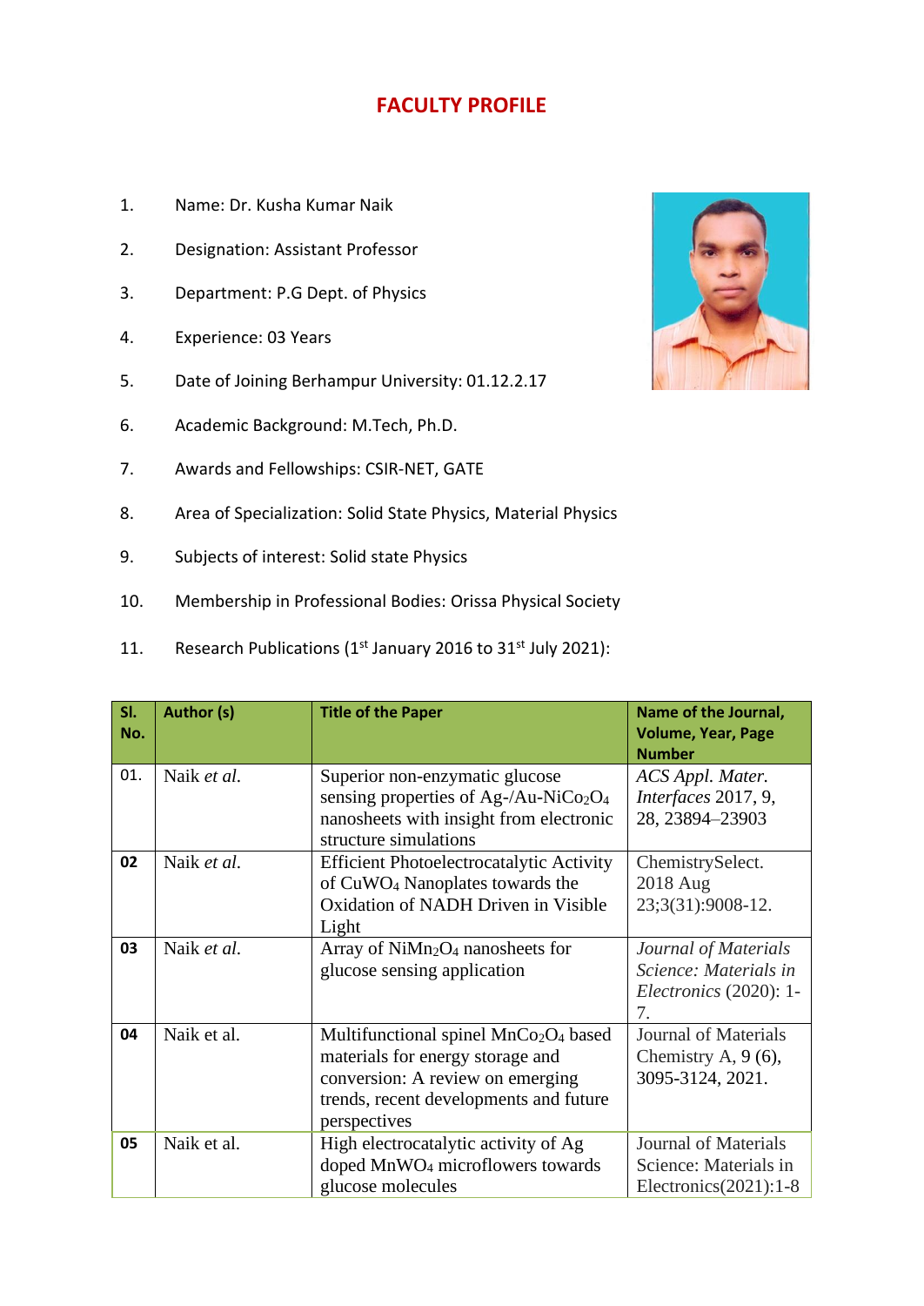# FACULTY PROFILE

1. Name: Dr. Kusha Kumar Naik
2. Designation: Assistant Professor
3. Department: P.G Dept. of Physics
4. Experience: 03 Years
5. Date of Joining Berhampur University: 01.12.2.17
6. Academic Background: M.Tech, Ph.D.
7. Awards and Fellowships: CSIR-NET, GATE
8. Area of Specialization: Solid State Physics, Material Physics
9. Subjects of interest: Solid state Physics
10. Membership in Professional Bodies: Orissa Physical Society
11. Research Publications (1st January 2016 to 31st July 2021):

| Sl. No. | Author (s) | Title of the Paper | Name of the Journal, Volume, Year, Page Number |
|---|---|---|---|
| 01. | Naik *et al.* | Superior non-enzymatic glucose sensing properties of Ag-/Au-$NiCo_2O_4$ nanosheets with insight from electronic structure simulations | *ACS Appl. Mater. Interfaces* 2017, 9, 28, 23894–23903 |
| 02 | Naik *et al.* | Efficient Photoelectrocatalytic Activity of $CuWO_4$ Nanoplates towards the Oxidation of NADH Driven in Visible Light | ChemistrySelect. 2018 Aug 23;3(31):9008-12. |
| 03 | Naik *et al.* | Array of $NiMn_2O_4$ nanosheets for glucose sensing application | *Journal of Materials Science: Materials in Electronics* (2020): 1-7. |
| 04 | Naik et al. | Multifunctional spinel $MnCo_2O_4$ based materials for energy storage and conversion: A review on emerging trends, recent developments and future perspectives | Journal of Materials Chemistry A, 9 (6), 3095-3124, 2021. |
| 05 | Naik et al. | High electrocatalytic activity of Ag doped $MnWO_4$ microflowers towards glucose molecules | Journal of Materials Science: Materials in Electronics(2021):1-8 |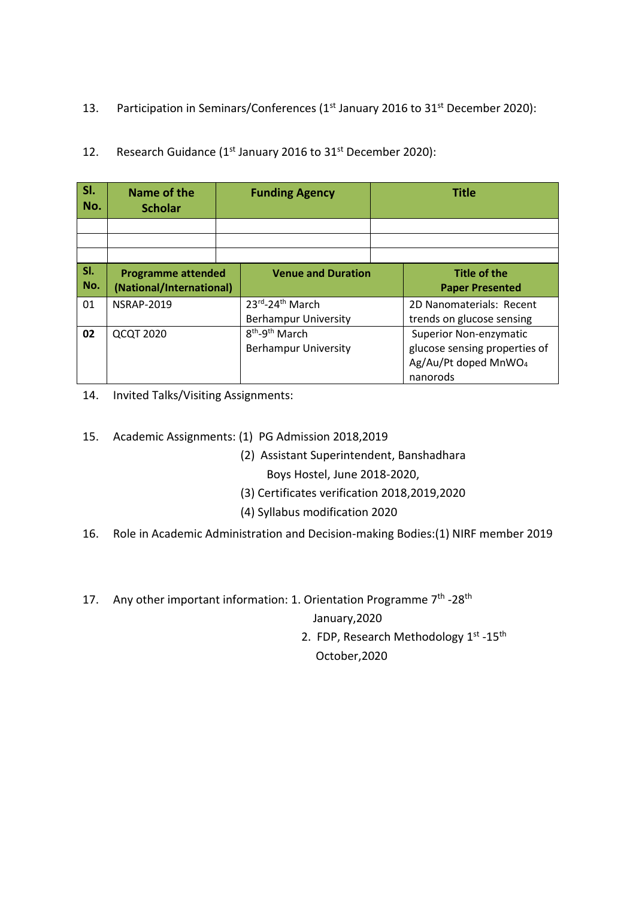13. Participation in Seminars/Conferences (1st January 2016 to 31st December 2020):

12. Research Guidance (1st January 2016 to 31st December 2020):

| Sl. No. | Name of the Scholar | Funding Agency | Title |
|---|---|---|---|
| | | | |
| | | | |
| | | | |

| Sl. No. | Programme attended (National/International) | Venue and Duration | Title of the Paper Presented |
|---|---|---|---|
| 01 | NSRAP-2019 | 23rd-24th March Berhampur University | 2D Nanomaterials: Recent trends on glucose sensing |
| **02** | QCQT 2020 | 8th-9th March Berhampur University | Superior Non-enzymatic glucose sensing properties of Ag/Au/Pt doped $MnWO_4$ nanorods |

14. Invited Talks/Visiting Assignments:

15. Academic Assignments: (1) PG Admission 2018,2019
    (2) Assistant Superintendent, Banshadhara Boys Hostel, June 2018-2020,
    (3) Certificates verification 2018,2019,2020
    (4) Syllabus modification 2020

16. Role in Academic Administration and Decision-making Bodies:(1) NIRF member 2019

17. Any other important information: 1. Orientation Programme 7th -28th January,2020
    2. FDP, Research Methodology 1st -15th October,2020